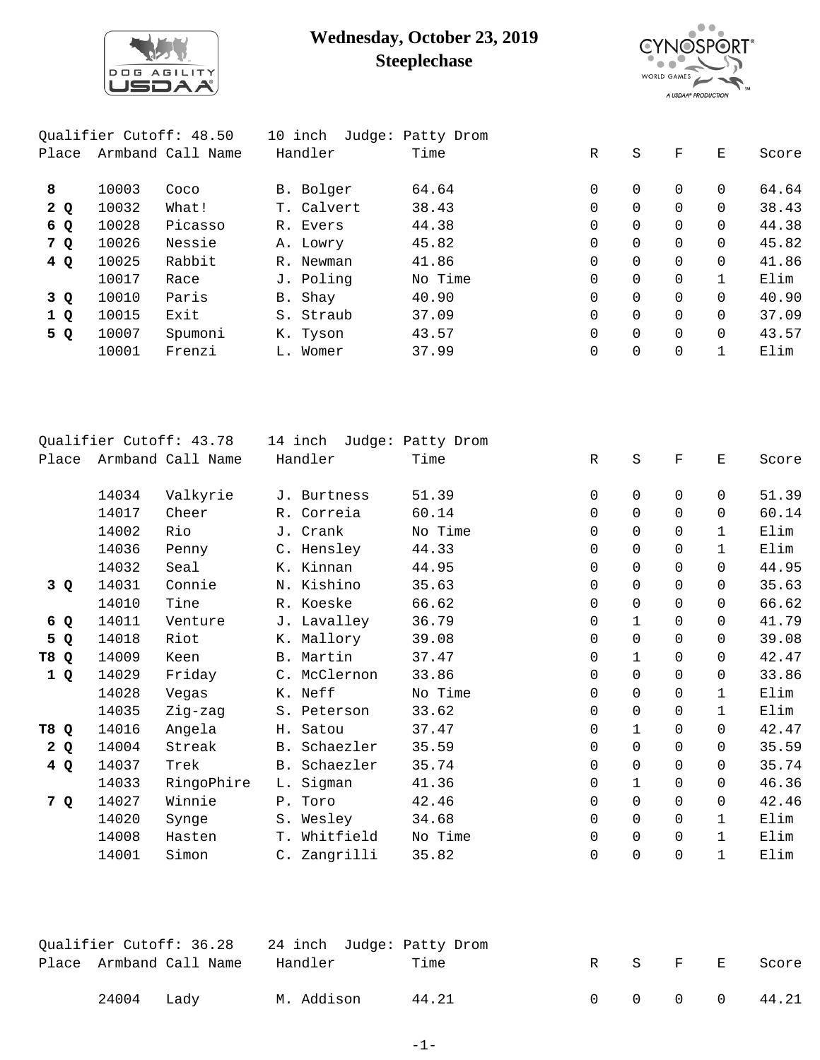# Wednesday, October 23, 2019
## Steeplechase

Qualifier Cutoff: 48.50 10 inch Judge: Patty Drom

| Place | Armband | Call Name | Handler | Time | R | S | F | E | Score |
|---|---|---|---|---|---|---|---|---|---|
| 8 | 10003 | Coco | B. Bolger | 64.64 | 0 | 0 | 0 | 0 | 64.64 |
| 2 Q | 10032 | What! | T. Calvert | 38.43 | 0 | 0 | 0 | 0 | 38.43 |
| 6 Q | 10028 | Picasso | R. Evers | 44.38 | 0 | 0 | 0 | 0 | 44.38 |
| 7 Q | 10026 | Nessie | A. Lowry | 45.82 | 0 | 0 | 0 | 0 | 45.82 |
| 4 Q | 10025 | Rabbit | R. Newman | 41.86 | 0 | 0 | 0 | 0 | 41.86 |
| | 10017 | Race | J. Poling | No Time | 0 | 0 | 0 | 1 | Elim |
| 3 Q | 10010 | Paris | B. Shay | 40.90 | 0 | 0 | 0 | 0 | 40.90 |
| 1 Q | 10015 | Exit | S. Straub | 37.09 | 0 | 0 | 0 | 0 | 37.09 |
| 5 Q | 10007 | Spumoni | K. Tyson | 43.57 | 0 | 0 | 0 | 0 | 43.57 |
| | 10001 | Frenzi | L. Womer | 37.99 | 0 | 0 | 0 | 1 | Elim |

Qualifier Cutoff: 43.78 14 inch Judge: Patty Drom

| Place | Armband | Call Name | Handler | Time | R | S | F | E | Score |
|---|---|---|---|---|---|---|---|---|---|
| | 14034 | Valkyrie | J. Burtness | 51.39 | 0 | 0 | 0 | 0 | 51.39 |
| | 14017 | Cheer | R. Correia | 60.14 | 0 | 0 | 0 | 0 | 60.14 |
| | 14002 | Rio | J. Crank | No Time | 0 | 0 | 0 | 1 | Elim |
| | 14036 | Penny | C. Hensley | 44.33 | 0 | 0 | 0 | 1 | Elim |
| | 14032 | Seal | K. Kinnan | 44.95 | 0 | 0 | 0 | 0 | 44.95 |
| 3 Q | 14031 | Connie | N. Kishino | 35.63 | 0 | 0 | 0 | 0 | 35.63 |
| | 14010 | Tine | R. Koeske | 66.62 | 0 | 0 | 0 | 0 | 66.62 |
| 6 Q | 14011 | Venture | J. Lavalley | 36.79 | 0 | 1 | 0 | 0 | 41.79 |
| 5 Q | 14018 | Riot | K. Mallory | 39.08 | 0 | 0 | 0 | 0 | 39.08 |
| T8 Q | 14009 | Keen | B. Martin | 37.47 | 0 | 1 | 0 | 0 | 42.47 |
| 1 Q | 14029 | Friday | C. McClernon | 33.86 | 0 | 0 | 0 | 0 | 33.86 |
| | 14028 | Vegas | K. Neff | No Time | 0 | 0 | 0 | 1 | Elim |
| | 14035 | Zig-zag | S. Peterson | 33.62 | 0 | 0 | 0 | 1 | Elim |
| T8 Q | 14016 | Angela | H. Satou | 37.47 | 0 | 1 | 0 | 0 | 42.47 |
| 2 Q | 14004 | Streak | B. Schaezler | 35.59 | 0 | 0 | 0 | 0 | 35.59 |
| 4 Q | 14037 | Trek | B. Schaezler | 35.74 | 0 | 0 | 0 | 0 | 35.74 |
| | 14033 | RingoPhire | L. Sigman | 41.36 | 0 | 1 | 0 | 0 | 46.36 |
| 7 Q | 14027 | Winnie | P. Toro | 42.46 | 0 | 0 | 0 | 0 | 42.46 |
| | 14020 | Synge | S. Wesley | 34.68 | 0 | 0 | 0 | 1 | Elim |
| | 14008 | Hasten | T. Whitfield | No Time | 0 | 0 | 0 | 1 | Elim |
| | 14001 | Simon | C. Zangrilli | 35.82 | 0 | 0 | 0 | 1 | Elim |

Qualifier Cutoff: 36.28 24 inch Judge: Patty Drom

| Place | Armband | Call Name | Handler | Time | R | S | F | E | Score |
|---|---|---|---|---|---|---|---|---|---|
| | 24004 | Lady | M. Addison | 44.21 | 0 | 0 | 0 | 0 | 44.21 |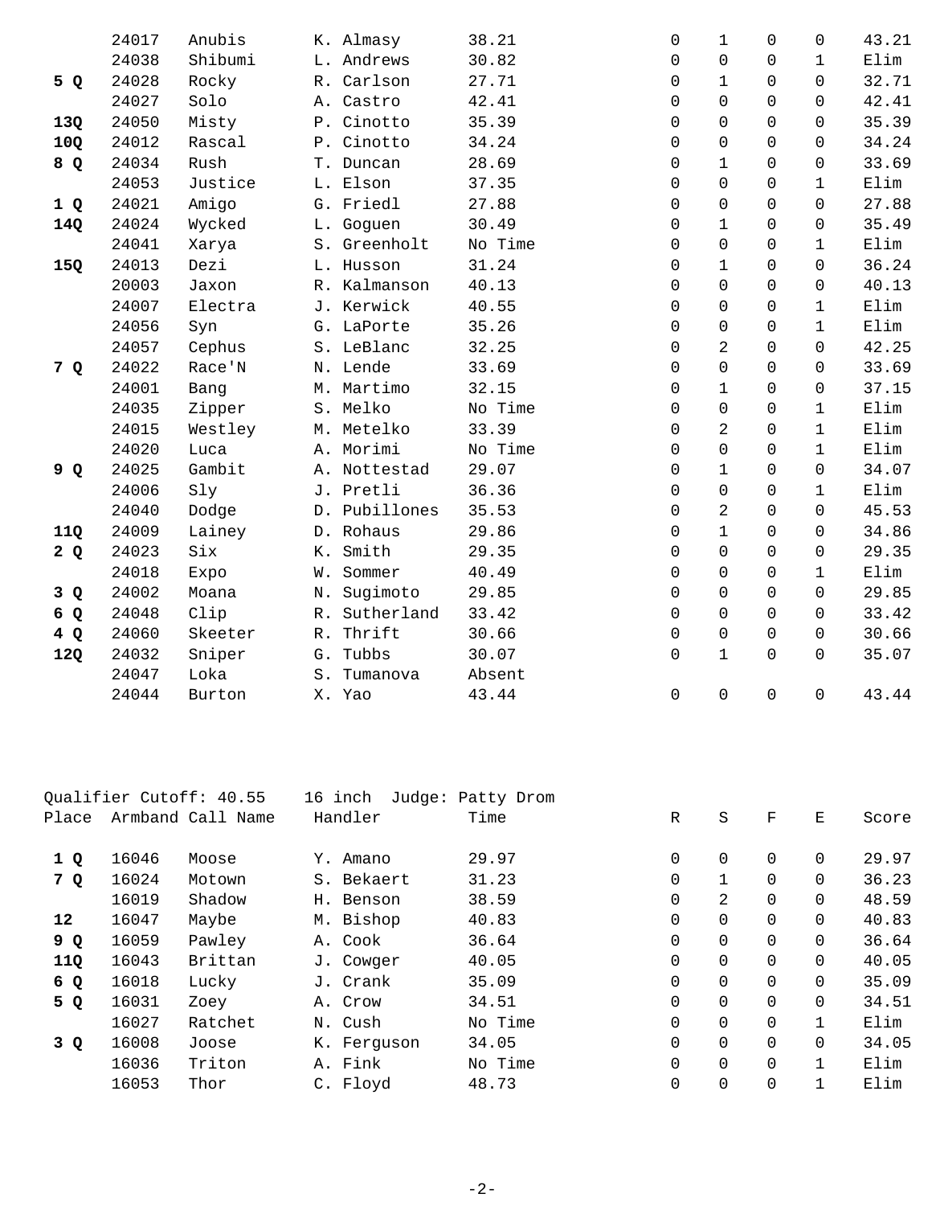| Place | Armband | Call Name | Handler | Time | R | S | F | E | Score |
|---|---|---|---|---|---|---|---|---|---|
| | 24017 | Anubis | K. Almasy | 38.21 | 0 | 1 | 0 | 0 | 43.21 |
| | 24038 | Shibumi | L. Andrews | 30.82 | 0 | 0 | 0 | 1 | Elim |
| **5 Q** | 24028 | Rocky | R. Carlson | 27.71 | 0 | 1 | 0 | 0 | 32.71 |
| | 24027 | Solo | A. Castro | 42.41 | 0 | 0 | 0 | 0 | 42.41 |
| **13Q** | 24050 | Misty | P. Cinotto | 35.39 | 0 | 0 | 0 | 0 | 35.39 |
| **10Q** | 24012 | Rascal | P. Cinotto | 34.24 | 0 | 0 | 0 | 0 | 34.24 |
| **8 Q** | 24034 | Rush | T. Duncan | 28.69 | 0 | 1 | 0 | 0 | 33.69 |
| | 24053 | Justice | L. Elson | 37.35 | 0 | 0 | 0 | 1 | Elim |
| **1 Q** | 24021 | Amigo | G. Friedl | 27.88 | 0 | 0 | 0 | 0 | 27.88 |
| **14Q** | 24024 | Wycked | L. Goguen | 30.49 | 0 | 1 | 0 | 0 | 35.49 |
| | 24041 | Xarya | S. Greenholt | No Time | 0 | 0 | 0 | 1 | Elim |
| **15Q** | 24013 | Dezi | L. Husson | 31.24 | 0 | 1 | 0 | 0 | 36.24 |
| | 20003 | Jaxon | R. Kalmanson | 40.13 | 0 | 0 | 0 | 0 | 40.13 |
| | 24007 | Electra | J. Kerwick | 40.55 | 0 | 0 | 0 | 1 | Elim |
| | 24056 | Syn | G. LaPorte | 35.26 | 0 | 0 | 0 | 1 | Elim |
| | 24057 | Cephus | S. LeBlanc | 32.25 | 0 | 2 | 0 | 0 | 42.25 |
| **7 Q** | 24022 | Race'N | N. Lende | 33.69 | 0 | 0 | 0 | 0 | 33.69 |
| | 24001 | Bang | M. Martimo | 32.15 | 0 | 1 | 0 | 0 | 37.15 |
| | 24035 | Zipper | S. Melko | No Time | 0 | 0 | 0 | 1 | Elim |
| | 24015 | Westley | M. Metelko | 33.39 | 0 | 2 | 0 | 1 | Elim |
| | 24020 | Luca | A. Morimi | No Time | 0 | 0 | 0 | 1 | Elim |
| **9 Q** | 24025 | Gambit | A. Nottestad | 29.07 | 0 | 1 | 0 | 0 | 34.07 |
| | 24006 | Sly | J. Pretli | 36.36 | 0 | 0 | 0 | 1 | Elim |
| | 24040 | Dodge | D. Pubillones | 35.53 | 0 | 2 | 0 | 0 | 45.53 |
| **11Q** | 24009 | Lainey | D. Rohaus | 29.86 | 0 | 1 | 0 | 0 | 34.86 |
| **2 Q** | 24023 | Six | K. Smith | 29.35 | 0 | 0 | 0 | 0 | 29.35 |
| | 24018 | Expo | W. Sommer | 40.49 | 0 | 0 | 0 | 1 | Elim |
| **3 Q** | 24002 | Moana | N. Sugimoto | 29.85 | 0 | 0 | 0 | 0 | 29.85 |
| **6 Q** | 24048 | Clip | R. Sutherland | 33.42 | 0 | 0 | 0 | 0 | 33.42 |
| **4 Q** | 24060 | Skeeter | R. Thrift | 30.66 | 0 | 0 | 0 | 0 | 30.66 |
| **12Q** | 24032 | Sniper | G. Tubbs | 30.07 | 0 | 1 | 0 | 0 | 35.07 |
| | 24047 | Loka | S. Tumanova | Absent | | | | | |
| | 24044 | Burton | X. Yao | 43.44 | 0 | 0 | 0 | 0 | 43.44 |

Qualifier Cutoff: 40.55    16 inch  Judge: Patty Drom

| Place | Armband | Call Name | Handler | Time | R | S | F | E | Score |
|---|---|---|---|---|---|---|---|---|---|
| **1 Q** | 16046 | Moose | Y. Amano | 29.97 | 0 | 0 | 0 | 0 | 29.97 |
| **7 Q** | 16024 | Motown | S. Bekaert | 31.23 | 0 | 1 | 0 | 0 | 36.23 |
| | 16019 | Shadow | H. Benson | 38.59 | 0 | 2 | 0 | 0 | 48.59 |
| **12** | 16047 | Maybe | M. Bishop | 40.83 | 0 | 0 | 0 | 0 | 40.83 |
| **9 Q** | 16059 | Pawley | A. Cook | 36.64 | 0 | 0 | 0 | 0 | 36.64 |
| **11Q** | 16043 | Brittan | J. Cowger | 40.05 | 0 | 0 | 0 | 0 | 40.05 |
| **6 Q** | 16018 | Lucky | J. Crank | 35.09 | 0 | 0 | 0 | 0 | 35.09 |
| **5 Q** | 16031 | Zoey | A. Crow | 34.51 | 0 | 0 | 0 | 0 | 34.51 |
| | 16027 | Ratchet | N. Cush | No Time | 0 | 0 | 0 | 1 | Elim |
| **3 Q** | 16008 | Joose | K. Ferguson | 34.05 | 0 | 0 | 0 | 0 | 34.05 |
| | 16036 | Triton | A. Fink | No Time | 0 | 0 | 0 | 1 | Elim |
| | 16053 | Thor | C. Floyd | 48.73 | 0 | 0 | 0 | 1 | Elim |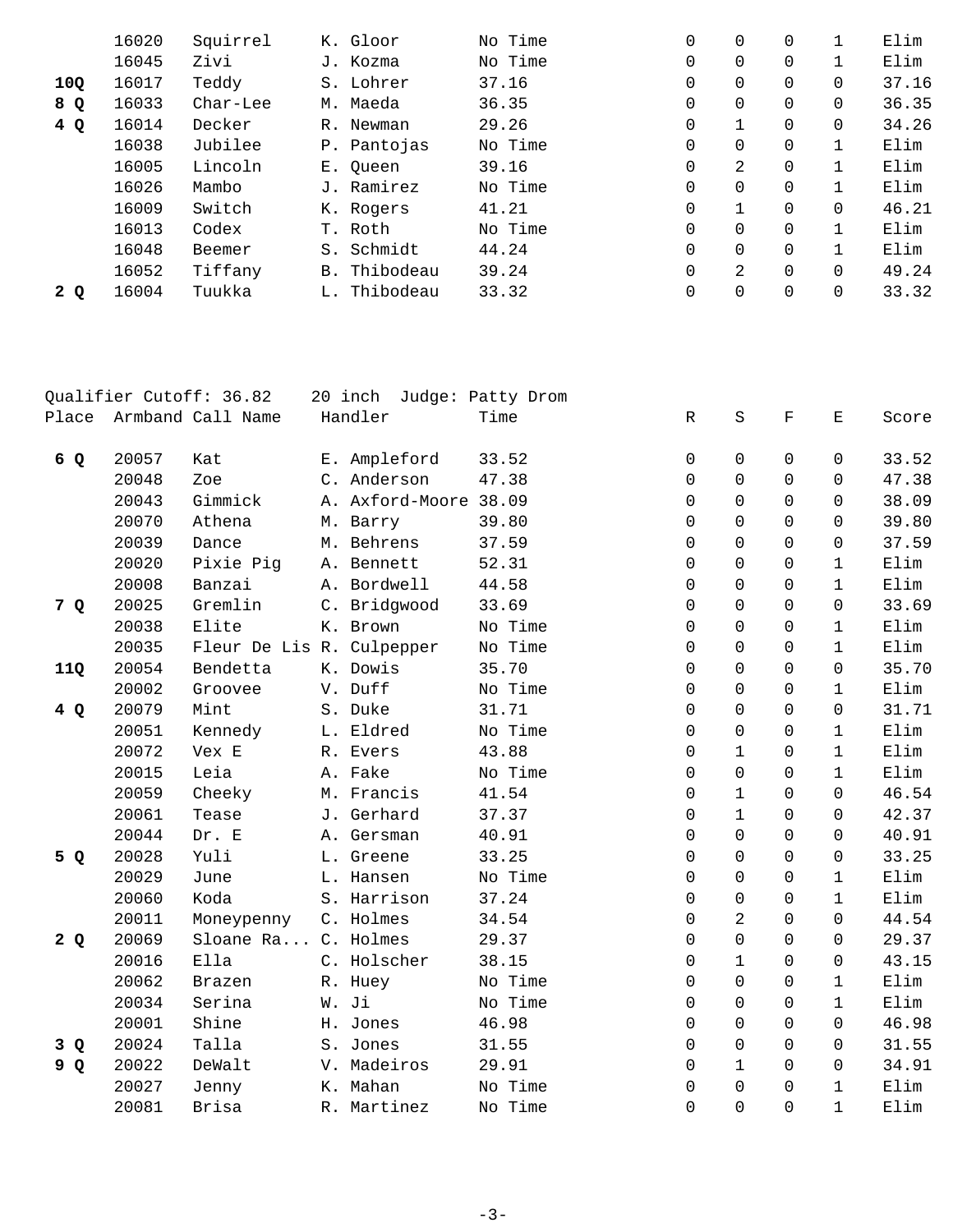| Place | Armband | Call Name | Handler | Time | R | S | F | E | Score |
|---|---|---|---|---|---|---|---|---|---|
| | 16020 | Squirrel | K. Gloor | No Time | 0 | 0 | 0 | 1 | Elim |
| | 16045 | Zivi | J. Kozma | No Time | 0 | 0 | 0 | 1 | Elim |
| **10Q** | 16017 | Teddy | S. Lohrer | 37.16 | 0 | 0 | 0 | 0 | 37.16 |
| **8 Q** | 16033 | Char-Lee | M. Maeda | 36.35 | 0 | 0 | 0 | 0 | 36.35 |
| **4 Q** | 16014 | Decker | R. Newman | 29.26 | 0 | 1 | 0 | 0 | 34.26 |
| | 16038 | Jubilee | P. Pantojas | No Time | 0 | 0 | 0 | 1 | Elim |
| | 16005 | Lincoln | E. Queen | 39.16 | 0 | 2 | 0 | 1 | Elim |
| | 16026 | Mambo | J. Ramirez | No Time | 0 | 0 | 0 | 1 | Elim |
| | 16009 | Switch | K. Rogers | 41.21 | 0 | 1 | 0 | 0 | 46.21 |
| | 16013 | Codex | T. Roth | No Time | 0 | 0 | 0 | 1 | Elim |
| | 16048 | Beemer | S. Schmidt | 44.24 | 0 | 0 | 0 | 1 | Elim |
| | 16052 | Tiffany | B. Thibodeau | 39.24 | 0 | 2 | 0 | 0 | 49.24 |
| **2 Q** | 16004 | Tuukka | L. Thibodeau | 33.32 | 0 | 0 | 0 | 0 | 33.32 |

Qualifier Cutoff: 36.82 20 inch Judge: Patty Drom

| Place | Armband | Call Name | Handler | Time | R | S | F | E | Score |
|---|---|---|---|---|---|---|---|---|---|
| **6 Q** | 20057 | Kat | E. Ampleford | 33.52 | 0 | 0 | 0 | 0 | 33.52 |
| | 20048 | Zoe | C. Anderson | 47.38 | 0 | 0 | 0 | 0 | 47.38 |
| | 20043 | Gimmick | A. Axford-Moore | 38.09 | 0 | 0 | 0 | 0 | 38.09 |
| | 20070 | Athena | M. Barry | 39.80 | 0 | 0 | 0 | 0 | 39.80 |
| | 20039 | Dance | M. Behrens | 37.59 | 0 | 0 | 0 | 0 | 37.59 |
| | 20020 | Pixie Pig | A. Bennett | 52.31 | 0 | 0 | 0 | 1 | Elim |
| | 20008 | Banzai | A. Bordwell | 44.58 | 0 | 0 | 0 | 1 | Elim |
| **7 Q** | 20025 | Gremlin | C. Bridgwood | 33.69 | 0 | 0 | 0 | 0 | 33.69 |
| | 20038 | Elite | K. Brown | No Time | 0 | 0 | 0 | 1 | Elim |
| | 20035 | Fleur De Lis | R. Culpepper | No Time | 0 | 0 | 0 | 1 | Elim |
| **11Q** | 20054 | Bendetta | K. Dowis | 35.70 | 0 | 0 | 0 | 0 | 35.70 |
| | 20002 | Groovee | V. Duff | No Time | 0 | 0 | 0 | 1 | Elim |
| **4 Q** | 20079 | Mint | S. Duke | 31.71 | 0 | 0 | 0 | 0 | 31.71 |
| | 20051 | Kennedy | L. Eldred | No Time | 0 | 0 | 0 | 1 | Elim |
| | 20072 | Vex E | R. Evers | 43.88 | 0 | 1 | 0 | 1 | Elim |
| | 20015 | Leia | A. Fake | No Time | 0 | 0 | 0 | 1 | Elim |
| | 20059 | Cheeky | M. Francis | 41.54 | 0 | 1 | 0 | 0 | 46.54 |
| | 20061 | Tease | J. Gerhard | 37.37 | 0 | 1 | 0 | 0 | 42.37 |
| | 20044 | Dr. E | A. Gersman | 40.91 | 0 | 0 | 0 | 0 | 40.91 |
| **5 Q** | 20028 | Yuli | L. Greene | 33.25 | 0 | 0 | 0 | 0 | 33.25 |
| | 20029 | June | L. Hansen | No Time | 0 | 0 | 0 | 1 | Elim |
| | 20060 | Koda | S. Harrison | 37.24 | 0 | 0 | 0 | 1 | Elim |
| | 20011 | Moneypenny | C. Holmes | 34.54 | 0 | 2 | 0 | 0 | 44.54 |
| **2 Q** | 20069 | Sloane Ra... | C. Holmes | 29.37 | 0 | 0 | 0 | 0 | 29.37 |
| | 20016 | Ella | C. Holscher | 38.15 | 0 | 1 | 0 | 0 | 43.15 |
| | 20062 | Brazen | R. Huey | No Time | 0 | 0 | 0 | 1 | Elim |
| | 20034 | Serina | W. Ji | No Time | 0 | 0 | 0 | 1 | Elim |
| | 20001 | Shine | H. Jones | 46.98 | 0 | 0 | 0 | 0 | 46.98 |
| **3 Q** | 20024 | Talla | S. Jones | 31.55 | 0 | 0 | 0 | 0 | 31.55 |
| **9 Q** | 20022 | DeWalt | V. Madeiros | 29.91 | 0 | 1 | 0 | 0 | 34.91 |
| | 20027 | Jenny | K. Mahan | No Time | 0 | 0 | 0 | 1 | Elim |
| | 20081 | Brisa | R. Martinez | No Time | 0 | 0 | 0 | 1 | Elim |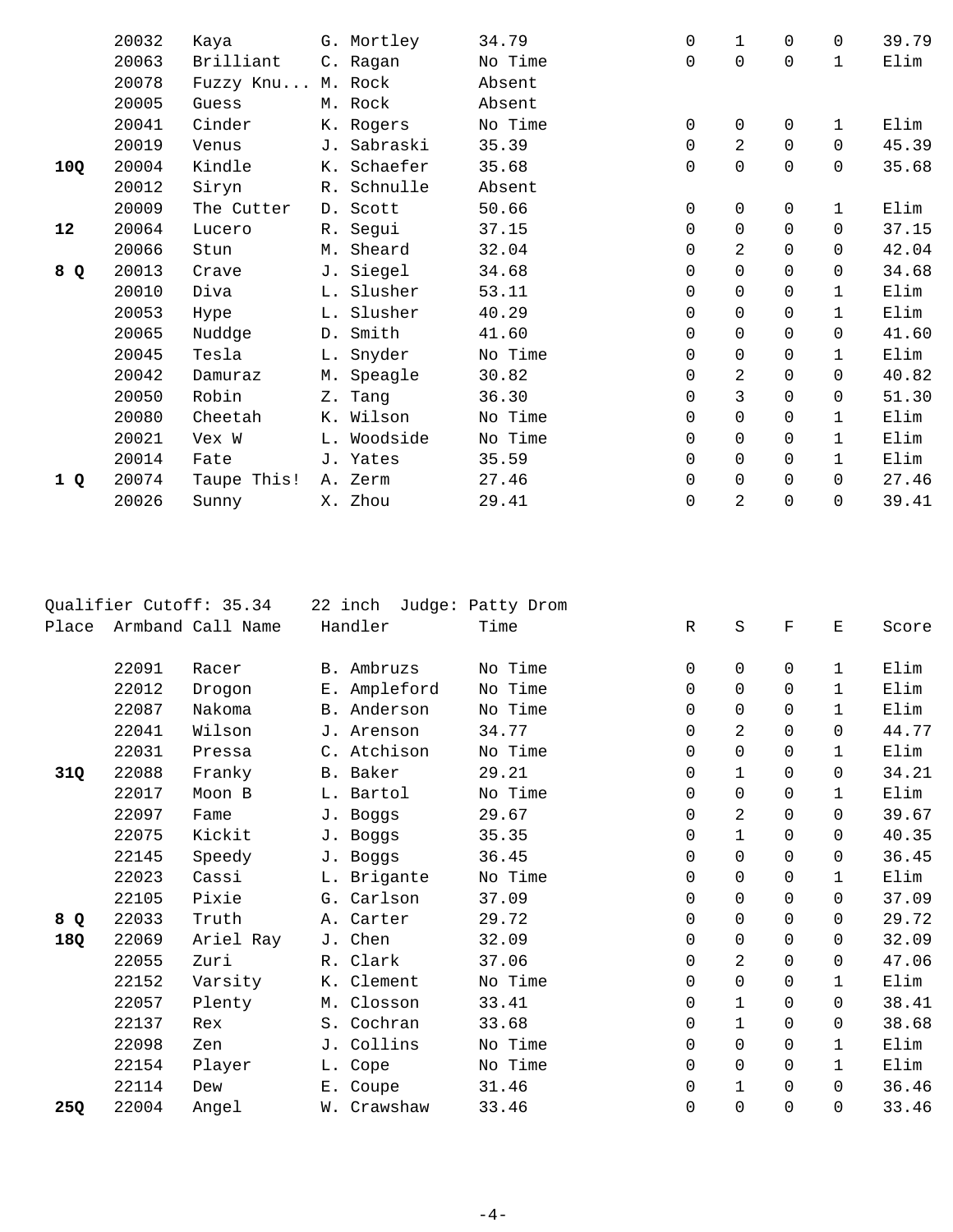| Place | Armband | Call Name | Handler | Time | R | S | F | E | Score |
|---|---|---|---|---|---|---|---|---|---|
| | 20032 | Kaya | G. Mortley | 34.79 | 0 | 1 | 0 | 0 | 39.79 |
| | 20063 | Brilliant | C. Ragan | No Time | 0 | 0 | 0 | 1 | Elim |
| | 20078 | Fuzzy Knu... | M. Rock | Absent | | | | | |
| | 20005 | Guess | M. Rock | Absent | | | | | |
| | 20041 | Cinder | K. Rogers | No Time | 0 | 0 | 0 | 1 | Elim |
| | 20019 | Venus | J. Sabraski | 35.39 | 0 | 2 | 0 | 0 | 45.39 |
| **10Q** | 20004 | Kindle | K. Schaefer | 35.68 | 0 | 0 | 0 | 0 | 35.68 |
| | 20012 | Siryn | R. Schnulle | Absent | | | | | |
| | 20009 | The Cutter | D. Scott | 50.66 | 0 | 0 | 0 | 1 | Elim |
| **12** | 20064 | Lucero | R. Segui | 37.15 | 0 | 0 | 0 | 0 | 37.15 |
| | 20066 | Stun | M. Sheard | 32.04 | 0 | 2 | 0 | 0 | 42.04 |
| **8 Q** | 20013 | Crave | J. Siegel | 34.68 | 0 | 0 | 0 | 0 | 34.68 |
| | 20010 | Diva | L. Slusher | 53.11 | 0 | 0 | 0 | 1 | Elim |
| | 20053 | Hype | L. Slusher | 40.29 | 0 | 0 | 0 | 1 | Elim |
| | 20065 | Nuddge | D. Smith | 41.60 | 0 | 0 | 0 | 0 | 41.60 |
| | 20045 | Tesla | L. Snyder | No Time | 0 | 0 | 0 | 1 | Elim |
| | 20042 | Damuraz | M. Speagle | 30.82 | 0 | 2 | 0 | 0 | 40.82 |
| | 20050 | Robin | Z. Tang | 36.30 | 0 | 3 | 0 | 0 | 51.30 |
| | 20080 | Cheetah | K. Wilson | No Time | 0 | 0 | 0 | 1 | Elim |
| | 20021 | Vex W | L. Woodside | No Time | 0 | 0 | 0 | 1 | Elim |
| | 20014 | Fate | J. Yates | 35.59 | 0 | 0 | 0 | 1 | Elim |
| **1 Q** | 20074 | Taupe This! | A. Zerm | 27.46 | 0 | 0 | 0 | 0 | 27.46 |
| | 20026 | Sunny | X. Zhou | 29.41 | 0 | 2 | 0 | 0 | 39.41 |

Qualifier Cutoff: 35.34 22 inch Judge: Patty Drom

| Place | Armband | Call Name | Handler | Time | R | S | F | E | Score |
|---|---|---|---|---|---|---|---|---|---|
| | 22091 | Racer | B. Ambruzs | No Time | 0 | 0 | 0 | 1 | Elim |
| | 22012 | Drogon | E. Ampleford | No Time | 0 | 0 | 0 | 1 | Elim |
| | 22087 | Nakoma | B. Anderson | No Time | 0 | 0 | 0 | 1 | Elim |
| | 22041 | Wilson | J. Arenson | 34.77 | 0 | 2 | 0 | 0 | 44.77 |
| | 22031 | Pressa | C. Atchison | No Time | 0 | 0 | 0 | 1 | Elim |
| **31Q** | 22088 | Franky | B. Baker | 29.21 | 0 | 1 | 0 | 0 | 34.21 |
| | 22017 | Moon B | L. Bartol | No Time | 0 | 0 | 0 | 1 | Elim |
| | 22097 | Fame | J. Boggs | 29.67 | 0 | 2 | 0 | 0 | 39.67 |
| | 22075 | Kickit | J. Boggs | 35.35 | 0 | 1 | 0 | 0 | 40.35 |
| | 22145 | Speedy | J. Boggs | 36.45 | 0 | 0 | 0 | 0 | 36.45 |
| | 22023 | Cassi | L. Brigante | No Time | 0 | 0 | 0 | 1 | Elim |
| | 22105 | Pixie | G. Carlson | 37.09 | 0 | 0 | 0 | 0 | 37.09 |
| **8 Q** | 22033 | Truth | A. Carter | 29.72 | 0 | 0 | 0 | 0 | 29.72 |
| **18Q** | 22069 | Ariel Ray | J. Chen | 32.09 | 0 | 0 | 0 | 0 | 32.09 |
| | 22055 | Zuri | R. Clark | 37.06 | 0 | 2 | 0 | 0 | 47.06 |
| | 22152 | Varsity | K. Clement | No Time | 0 | 0 | 0 | 1 | Elim |
| | 22057 | Plenty | M. Closson | 33.41 | 0 | 1 | 0 | 0 | 38.41 |
| | 22137 | Rex | S. Cochran | 33.68 | 0 | 1 | 0 | 0 | 38.68 |
| | 22098 | Zen | J. Collins | No Time | 0 | 0 | 0 | 1 | Elim |
| | 22154 | Player | L. Cope | No Time | 0 | 0 | 0 | 1 | Elim |
| | 22114 | Dew | E. Coupe | 31.46 | 0 | 1 | 0 | 0 | 36.46 |
| **25Q** | 22004 | Angel | W. Crawshaw | 33.46 | 0 | 0 | 0 | 0 | 33.46 |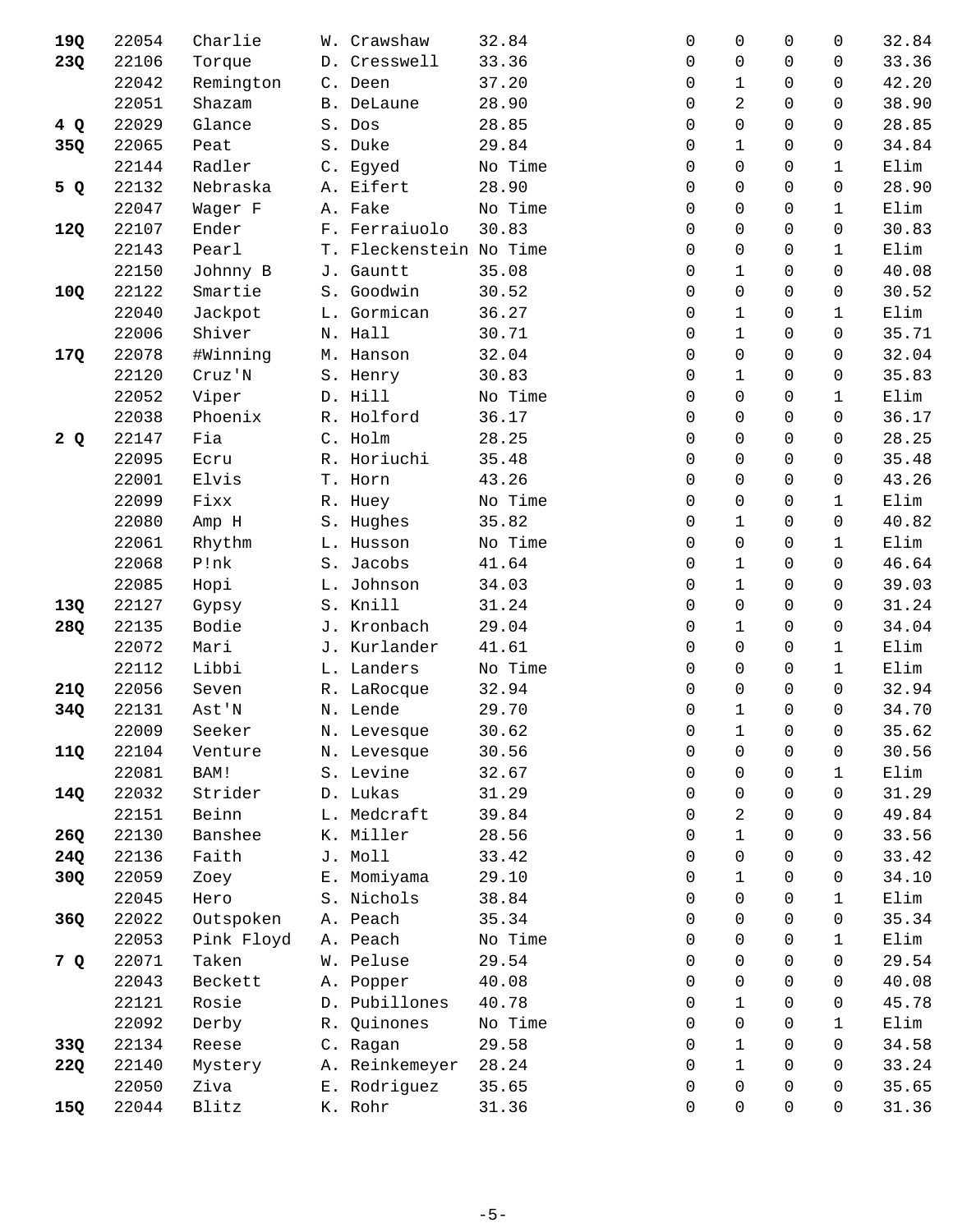| | | | | | | | | | |
|---|---|---|---|---|---|---|---|---|---|
| **19Q** | 22054 | Charlie | W. Crawshaw | 32.84 | 0 | 0 | 0 | 0 | 32.84 |
| **23Q** | 22106 | Torque | D. Cresswell | 33.36 | 0 | 0 | 0 | 0 | 33.36 |
| | 22042 | Remington | C. Deen | 37.20 | 0 | 1 | 0 | 0 | 42.20 |
| | 22051 | Shazam | B. DeLaune | 28.90 | 0 | 2 | 0 | 0 | 38.90 |
| **4 Q** | 22029 | Glance | S. Dos | 28.85 | 0 | 0 | 0 | 0 | 28.85 |
| **35Q** | 22065 | Peat | S. Duke | 29.84 | 0 | 1 | 0 | 0 | 34.84 |
| | 22144 | Radler | C. Egyed | No Time | 0 | 0 | 0 | 1 | Elim |
| **5 Q** | 22132 | Nebraska | A. Eifert | 28.90 | 0 | 0 | 0 | 0 | 28.90 |
| | 22047 | Wager F | A. Fake | No Time | 0 | 0 | 0 | 1 | Elim |
| **12Q** | 22107 | Ender | F. Ferraiuolo | 30.83 | 0 | 0 | 0 | 0 | 30.83 |
| | 22143 | Pearl | T. Fleckenstein | No Time | 0 | 0 | 0 | 1 | Elim |
| | 22150 | Johnny B | J. Gauntt | 35.08 | 0 | 1 | 0 | 0 | 40.08 |
| **10Q** | 22122 | Smartie | S. Goodwin | 30.52 | 0 | 0 | 0 | 0 | 30.52 |
| | 22040 | Jackpot | L. Gormican | 36.27 | 0 | 1 | 0 | 1 | Elim |
| | 22006 | Shiver | N. Hall | 30.71 | 0 | 1 | 0 | 0 | 35.71 |
| **17Q** | 22078 | #Winning | M. Hanson | 32.04 | 0 | 0 | 0 | 0 | 32.04 |
| | 22120 | Cruz'N | S. Henry | 30.83 | 0 | 1 | 0 | 0 | 35.83 |
| | 22052 | Viper | D. Hill | No Time | 0 | 0 | 0 | 1 | Elim |
| | 22038 | Phoenix | R. Holford | 36.17 | 0 | 0 | 0 | 0 | 36.17 |
| **2 Q** | 22147 | Fia | C. Holm | 28.25 | 0 | 0 | 0 | 0 | 28.25 |
| | 22095 | Ecru | R. Horiuchi | 35.48 | 0 | 0 | 0 | 0 | 35.48 |
| | 22001 | Elvis | T. Horn | 43.26 | 0 | 0 | 0 | 0 | 43.26 |
| | 22099 | Fixx | R. Huey | No Time | 0 | 0 | 0 | 1 | Elim |
| | 22080 | Amp H | S. Hughes | 35.82 | 0 | 1 | 0 | 0 | 40.82 |
| | 22061 | Rhythm | L. Husson | No Time | 0 | 0 | 0 | 1 | Elim |
| | 22068 | P!nk | S. Jacobs | 41.64 | 0 | 1 | 0 | 0 | 46.64 |
| | 22085 | Hopi | L. Johnson | 34.03 | 0 | 1 | 0 | 0 | 39.03 |
| **13Q** | 22127 | Gypsy | S. Knill | 31.24 | 0 | 0 | 0 | 0 | 31.24 |
| **28Q** | 22135 | Bodie | J. Kronbach | 29.04 | 0 | 1 | 0 | 0 | 34.04 |
| | 22072 | Mari | J. Kurlander | 41.61 | 0 | 0 | 0 | 1 | Elim |
| | 22112 | Libbi | L. Landers | No Time | 0 | 0 | 0 | 1 | Elim |
| **21Q** | 22056 | Seven | R. LaRocque | 32.94 | 0 | 0 | 0 | 0 | 32.94 |
| **34Q** | 22131 | Ast'N | N. Lende | 29.70 | 0 | 1 | 0 | 0 | 34.70 |
| | 22009 | Seeker | N. Levesque | 30.62 | 0 | 1 | 0 | 0 | 35.62 |
| **11Q** | 22104 | Venture | N. Levesque | 30.56 | 0 | 0 | 0 | 0 | 30.56 |
| | 22081 | BAM! | S. Levine | 32.67 | 0 | 0 | 0 | 1 | Elim |
| **14Q** | 22032 | Strider | D. Lukas | 31.29 | 0 | 0 | 0 | 0 | 31.29 |
| | 22151 | Beinn | L. Medcraft | 39.84 | 0 | 2 | 0 | 0 | 49.84 |
| **26Q** | 22130 | Banshee | K. Miller | 28.56 | 0 | 1 | 0 | 0 | 33.56 |
| **24Q** | 22136 | Faith | J. Moll | 33.42 | 0 | 0 | 0 | 0 | 33.42 |
| **30Q** | 22059 | Zoey | E. Momiyama | 29.10 | 0 | 1 | 0 | 0 | 34.10 |
| | 22045 | Hero | S. Nichols | 38.84 | 0 | 0 | 0 | 1 | Elim |
| **36Q** | 22022 | Outspoken | A. Peach | 35.34 | 0 | 0 | 0 | 0 | 35.34 |
| | 22053 | Pink Floyd | A. Peach | No Time | 0 | 0 | 0 | 1 | Elim |
| **7 Q** | 22071 | Taken | W. Peluse | 29.54 | 0 | 0 | 0 | 0 | 29.54 |
| | 22043 | Beckett | A. Popper | 40.08 | 0 | 0 | 0 | 0 | 40.08 |
| | 22121 | Rosie | D. Pubillones | 40.78 | 0 | 1 | 0 | 0 | 45.78 |
| | 22092 | Derby | R. Quinones | No Time | 0 | 0 | 0 | 1 | Elim |
| **33Q** | 22134 | Reese | C. Ragan | 29.58 | 0 | 1 | 0 | 0 | 34.58 |
| **22Q** | 22140 | Mystery | A. Reinkemeyer | 28.24 | 0 | 1 | 0 | 0 | 33.24 |
| | 22050 | Ziva | E. Rodriguez | 35.65 | 0 | 0 | 0 | 0 | 35.65 |
| **15Q** | 22044 | Blitz | K. Rohr | 31.36 | 0 | 0 | 0 | 0 | 31.36 |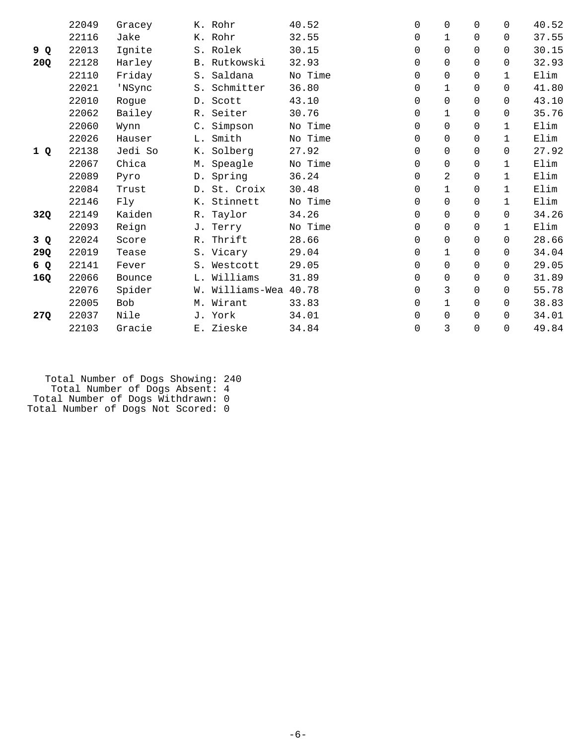| | | | | | | | | | |
|---|---|---|---|---|---|---|---|---|---|
| | 22049 | Gracey | K. Rohr | 40.52 | 0 | 0 | 0 | 0 | 40.52 |
| | 22116 | Jake | K. Rohr | 32.55 | 0 | 1 | 0 | 0 | 37.55 |
| **9 Q** | 22013 | Ignite | S. Rolek | 30.15 | 0 | 0 | 0 | 0 | 30.15 |
| **20Q** | 22128 | Harley | B. Rutkowski | 32.93 | 0 | 0 | 0 | 0 | 32.93 |
| | 22110 | Friday | S. Saldana | No Time | 0 | 0 | 0 | 1 | Elim |
| | 22021 | 'NSync | S. Schmitter | 36.80 | 0 | 1 | 0 | 0 | 41.80 |
| | 22010 | Rogue | D. Scott | 43.10 | 0 | 0 | 0 | 0 | 43.10 |
| | 22062 | Bailey | R. Seiter | 30.76 | 0 | 1 | 0 | 0 | 35.76 |
| | 22060 | Wynn | C. Simpson | No Time | 0 | 0 | 0 | 1 | Elim |
| | 22026 | Hauser | L. Smith | No Time | 0 | 0 | 0 | 1 | Elim |
| **1 Q** | 22138 | Jedi So | K. Solberg | 27.92 | 0 | 0 | 0 | 0 | 27.92 |
| | 22067 | Chica | M. Speagle | No Time | 0 | 0 | 0 | 1 | Elim |
| | 22089 | Pyro | D. Spring | 36.24 | 0 | 2 | 0 | 1 | Elim |
| | 22084 | Trust | D. St. Croix | 30.48 | 0 | 1 | 0 | 1 | Elim |
| | 22146 | Fly | K. Stinnett | No Time | 0 | 0 | 0 | 1 | Elim |
| **32Q** | 22149 | Kaiden | R. Taylor | 34.26 | 0 | 0 | 0 | 0 | 34.26 |
| | 22093 | Reign | J. Terry | No Time | 0 | 0 | 0 | 1 | Elim |
| **3 Q** | 22024 | Score | R. Thrift | 28.66 | 0 | 0 | 0 | 0 | 28.66 |
| **29Q** | 22019 | Tease | S. Vicary | 29.04 | 0 | 1 | 0 | 0 | 34.04 |
| **6 Q** | 22141 | Fever | S. Westcott | 29.05 | 0 | 0 | 0 | 0 | 29.05 |
| **16Q** | 22066 | Bounce | L. Williams | 31.89 | 0 | 0 | 0 | 0 | 31.89 |
| | 22076 | Spider | W. Williams-Wea | 40.78 | 0 | 3 | 0 | 0 | 55.78 |
| | 22005 | Bob | M. Wirant | 33.83 | 0 | 1 | 0 | 0 | 38.83 |
| **27Q** | 22037 | Nile | J. York | 34.01 | 0 | 0 | 0 | 0 | 34.01 |
| | 22103 | Gracie | E. Zieske | 34.84 | 0 | 3 | 0 | 0 | 49.84 |

Total Number of Dogs Showing: 240
Total Number of Dogs Absent: 4
Total Number of Dogs Withdrawn: 0
Total Number of Dogs Not Scored: 0